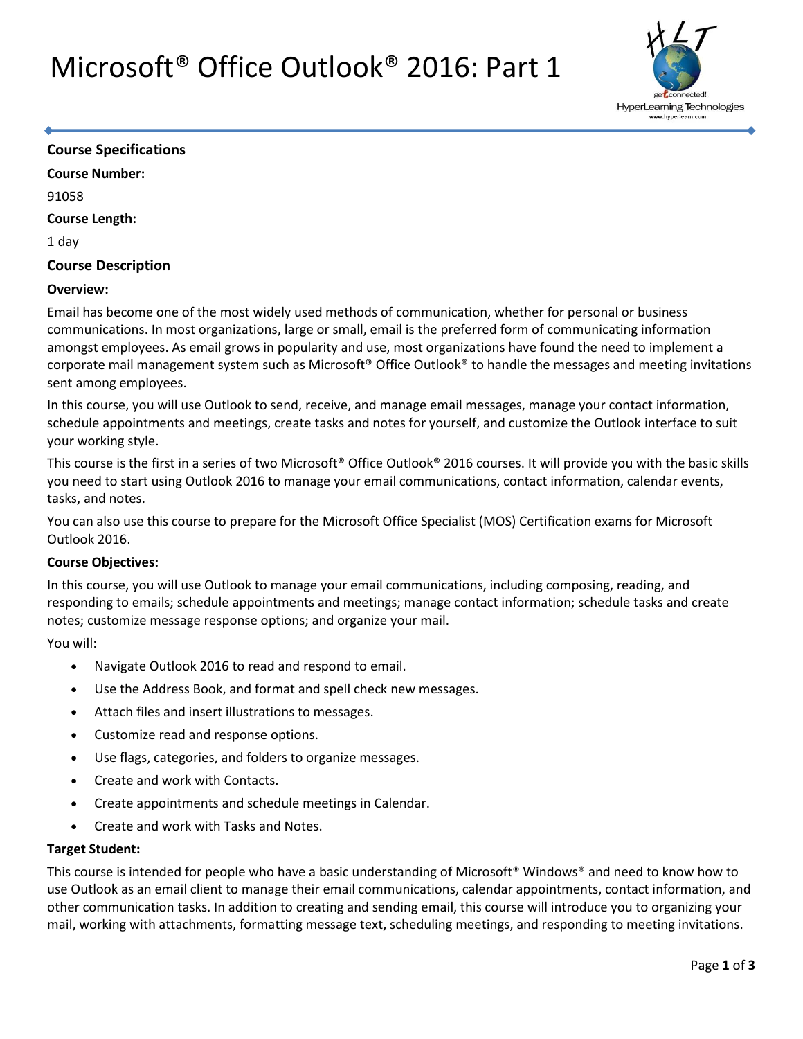# Microsoft® Office Outlook® 2016: Part 1

## Course Specifications

**Course Number:**

91058

**Course Length:**

1 day

## Course Description

**Overview:**

Email has become one of the most widely used methods of communication, whether for personal or business communications. In most organizations, large or small, email is the preferred form of communicating information amongst employees. As email grows in popularity and use, most organizations have found the need to implement a corporate mail management system such as Microsoft® Office Outlook® to handle the messages and meeting invitations sent among employees.

In this course, you will use Outlook to send, receive, and manage email messages, manage your contact information, schedule appointments and meetings, create tasks and notes for yourself, and customize the Outlook interface to suit your working style.

This course is the first in a series of two Microsoft® Office Outlook® 2016 courses. It will provide you with the basic skills you need to start using Outlook 2016 to manage your email communications, contact information, calendar events, tasks, and notes.

You can also use this course to prepare for the Microsoft Office Specialist (MOS) Certification exams for Microsoft Outlook 2016.

**Course Objectives:**

In this course, you will use Outlook to manage your email communications, including composing, reading, and responding to emails; schedule appointments and meetings; manage contact information; schedule tasks and create notes; customize message response options; and organize your mail.

You will:

- Navigate Outlook 2016 to read and respond to email.
- Use the Address Book, and format and spell check new messages.
- Attach files and insert illustrations to messages.
- Customize read and response options.
- Use flags, categories, and folders to organize messages.
- Create and work with Contacts.
- Create appointments and schedule meetings in Calendar.
- Create and work with Tasks and Notes.

**Target Student:**

This course is intended for people who have a basic understanding of Microsoft® Windows® and need to know how to use Outlook as an email client to manage their email communications, calendar appointments, contact information, and other communication tasks. In addition to creating and sending email, this course will introduce you to organizing your mail, working with attachments, formatting message text, scheduling meetings, and responding to meeting invitations.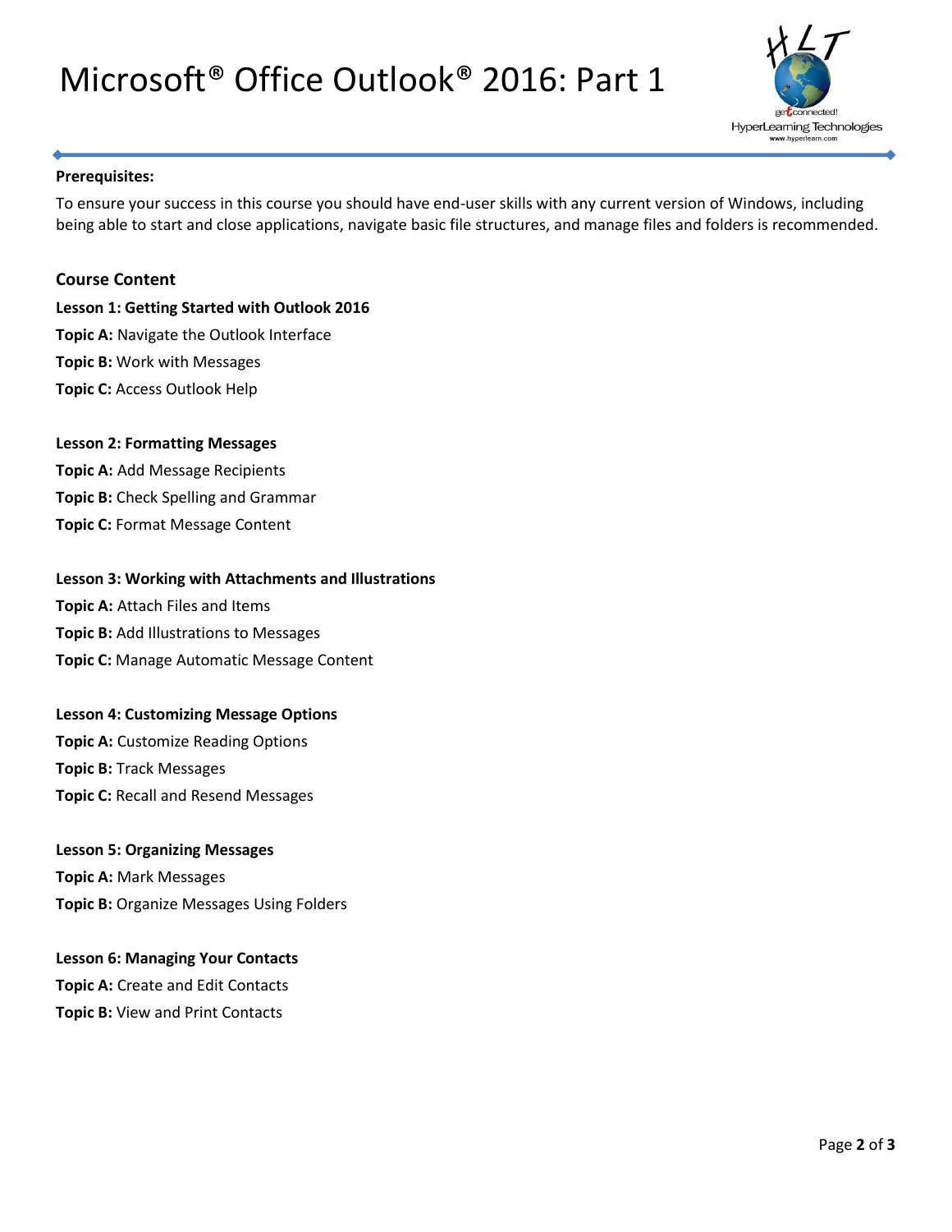**Prerequisites:**

To ensure your success in this course you should have end-user skills with any current version of Windows, including being able to start and close applications, navigate basic file structures, and manage files and folders is recommended.

## Course Content

**Lesson 1: Getting Started with Outlook 2016**

**Topic A:** Navigate the Outlook Interface

**Topic B:** Work with Messages

**Topic C:** Access Outlook Help

**Lesson 2: Formatting Messages**

**Topic A:** Add Message Recipients

**Topic B:** Check Spelling and Grammar

**Topic C:** Format Message Content

**Lesson 3: Working with Attachments and Illustrations**

**Topic A:** Attach Files and Items

**Topic B:** Add Illustrations to Messages

**Topic C:** Manage Automatic Message Content

**Lesson 4: Customizing Message Options**

**Topic A:** Customize Reading Options

**Topic B:** Track Messages

**Topic C:** Recall and Resend Messages

**Lesson 5: Organizing Messages**

**Topic A:** Mark Messages

**Topic B:** Organize Messages Using Folders

**Lesson 6: Managing Your Contacts**

**Topic A:** Create and Edit Contacts

**Topic B:** View and Print Contacts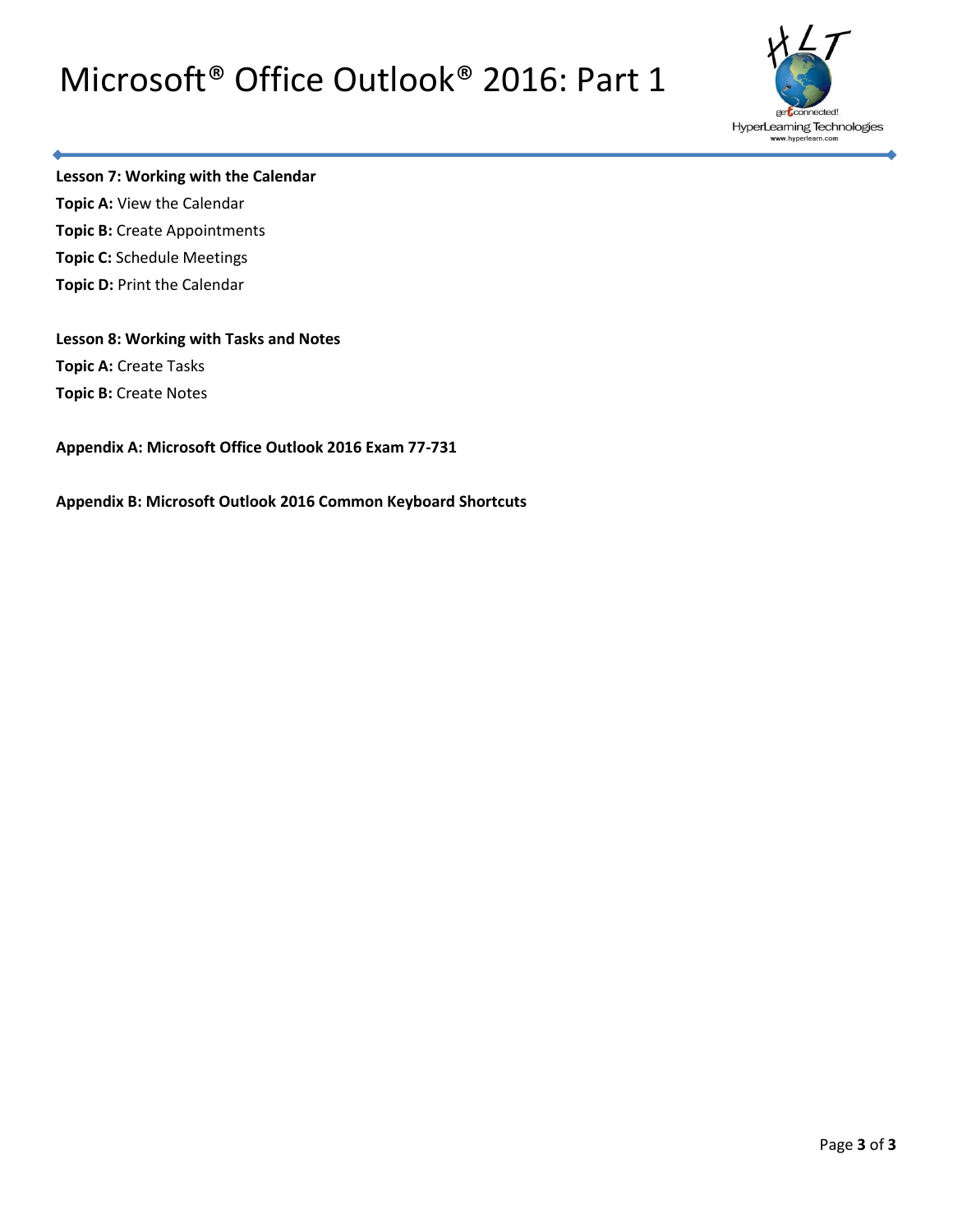**Lesson 7: Working with the Calendar**

**Topic A:** View the Calendar

**Topic B:** Create Appointments

**Topic C:** Schedule Meetings

**Topic D:** Print the Calendar

**Lesson 8: Working with Tasks and Notes**

**Topic A:** Create Tasks

**Topic B:** Create Notes

**Appendix A: Microsoft Office Outlook 2016 Exam 77-731**

**Appendix B: Microsoft Outlook 2016 Common Keyboard Shortcuts**